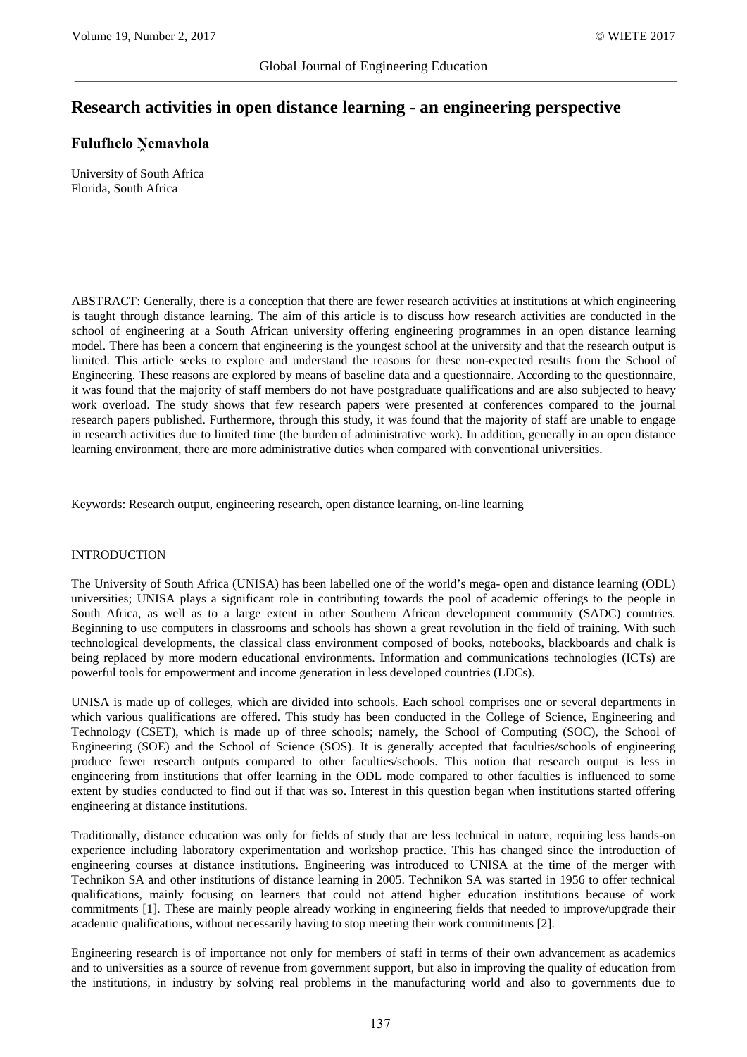# Research activities in open distance learning - an engineering perspective

**Fulufhelo Ṋemavhola**

University of South Africa
Florida, South Africa

ABSTRACT: Generally, there is a conception that there are fewer research activities at institutions at which engineering is taught through distance learning. The aim of this article is to discuss how research activities are conducted in the school of engineering at a South African university offering engineering programmes in an open distance learning model. There has been a concern that engineering is the youngest school at the university and that the research output is limited. This article seeks to explore and understand the reasons for these non-expected results from the School of Engineering. These reasons are explored by means of baseline data and a questionnaire. According to the questionnaire, it was found that the majority of staff members do not have postgraduate qualifications and are also subjected to heavy work overload. The study shows that few research papers were presented at conferences compared to the journal research papers published. Furthermore, through this study, it was found that the majority of staff are unable to engage in research activities due to limited time (the burden of administrative work). In addition, generally in an open distance learning environment, there are more administrative duties when compared with conventional universities.

Keywords: Research output, engineering research, open distance learning, on-line learning

## INTRODUCTION

The University of South Africa (UNISA) has been labelled one of the world's mega- open and distance learning (ODL) universities; UNISA plays a significant role in contributing towards the pool of academic offerings to the people in South Africa, as well as to a large extent in other Southern African development community (SADC) countries. Beginning to use computers in classrooms and schools has shown a great revolution in the field of training. With such technological developments, the classical class environment composed of books, notebooks, blackboards and chalk is being replaced by more modern educational environments. Information and communications technologies (ICTs) are powerful tools for empowerment and income generation in less developed countries (LDCs).

UNISA is made up of colleges, which are divided into schools. Each school comprises one or several departments in which various qualifications are offered. This study has been conducted in the College of Science, Engineering and Technology (CSET), which is made up of three schools; namely, the School of Computing (SOC), the School of Engineering (SOE) and the School of Science (SOS). It is generally accepted that faculties/schools of engineering produce fewer research outputs compared to other faculties/schools. This notion that research output is less in engineering from institutions that offer learning in the ODL mode compared to other faculties is influenced to some extent by studies conducted to find out if that was so. Interest in this question began when institutions started offering engineering at distance institutions.

Traditionally, distance education was only for fields of study that are less technical in nature, requiring less hands-on experience including laboratory experimentation and workshop practice. This has changed since the introduction of engineering courses at distance institutions. Engineering was introduced to UNISA at the time of the merger with Technikon SA and other institutions of distance learning in 2005. Technikon SA was started in 1956 to offer technical qualifications, mainly focusing on learners that could not attend higher education institutions because of work commitments [1]. These are mainly people already working in engineering fields that needed to improve/upgrade their academic qualifications, without necessarily having to stop meeting their work commitments [2].

Engineering research is of importance not only for members of staff in terms of their own advancement as academics and to universities as a source of revenue from government support, but also in improving the quality of education from the institutions, in industry by solving real problems in the manufacturing world and also to governments due to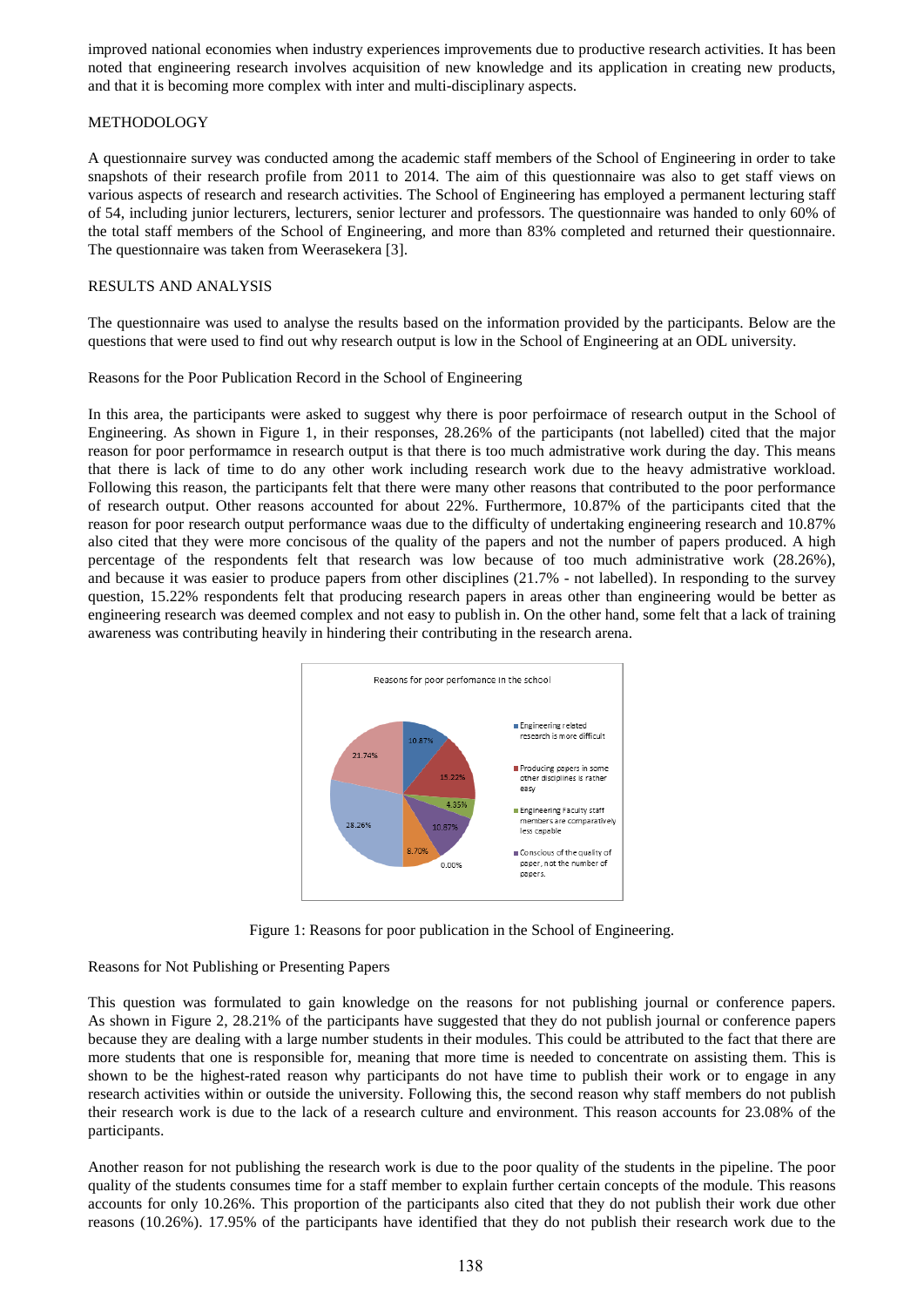improved national economies when industry experiences improvements due to productive research activities. It has been noted that engineering research involves acquisition of new knowledge and its application in creating new products, and that it is becoming more complex with inter and multi-disciplinary aspects.

## METHODOLOGY

A questionnaire survey was conducted among the academic staff members of the School of Engineering in order to take snapshots of their research profile from 2011 to 2014. The aim of this questionnaire was also to get staff views on various aspects of research and research activities. The School of Engineering has employed a permanent lecturing staff of 54, including junior lecturers, lecturers, senior lecturer and professors. The questionnaire was handed to only 60% of the total staff members of the School of Engineering, and more than 83% completed and returned their questionnaire. The questionnaire was taken from Weerasekera [3].

## RESULTS AND ANALYSIS

The questionnaire was used to analyse the results based on the information provided by the participants. Below are the questions that were used to find out why research output is low in the School of Engineering at an ODL university.

### Reasons for the Poor Publication Record in the School of Engineering

In this area, the participants were asked to suggest why there is poor perfoirmace of research output in the School of Engineering. As shown in Figure 1, in their responses, 28.26% of the participants (not labelled) cited that the major reason for poor performamce in research output is that there is too much admistrative work during the day. This means that there is lack of time to do any other work including research work due to the heavy admistrative workload. Following this reason, the participants felt that there were many other reasons that contributed to the poor performance of research output. Other reasons accounted for about 22%. Furthermore, 10.87% of the participants cited that the reason for poor research output performance waas due to the difficulty of undertaking engineering research and 10.87% also cited that they were more concisous of the quality of the papers and not the number of papers produced. A high percentage of the respondents felt that research was low because of too much administrative work (28.26%), and because it was easier to produce papers from other disciplines (21.7% - not labelled). In responding to the survey question, 15.22% respondents felt that producing research papers in areas other than engineering would be better as engineering research was deemed complex and not easy to publish in. On the other hand, some felt that a lack of training awareness was contributing heavily in hindering their contributing in the research arena.

Reasons for poor perfomance in the school

- Engineering related research is more difficult: 10.87%
- Producing papers in some other disciplines is rather easy: 15.22%
- Engineering Faculty staff members are comparatively less capable: 4.35%
- Conscious of the quality of paper, not the number of papers.: 10.87%
- 0.00%
- 8.70%
- 28.26%
- 21.74%

Figure 1: Reasons for poor publication in the School of Engineering.

### Reasons for Not Publishing or Presenting Papers

This question was formulated to gain knowledge on the reasons for not publishing journal or conference papers. As shown in Figure 2, 28.21% of the participants have suggested that they do not publish journal or conference papers because they are dealing with a large number students in their modules. This could be attributed to the fact that there are more students that one is responsible for, meaning that more time is needed to concentrate on assisting them. This is shown to be the highest-rated reason why participants do not have time to publish their work or to engage in any research activities within or outside the university. Following this, the second reason why staff members do not publish their research work is due to the lack of a research culture and environment. This reason accounts for 23.08% of the participants.

Another reason for not publishing the research work is due to the poor quality of the students in the pipeline. The poor quality of the students consumes time for a staff member to explain further certain concepts of the module. This reasons accounts for only 10.26%. This proportion of the participants also cited that they do not publish their work due other reasons (10.26%). 17.95% of the participants have identified that they do not publish their research work due to the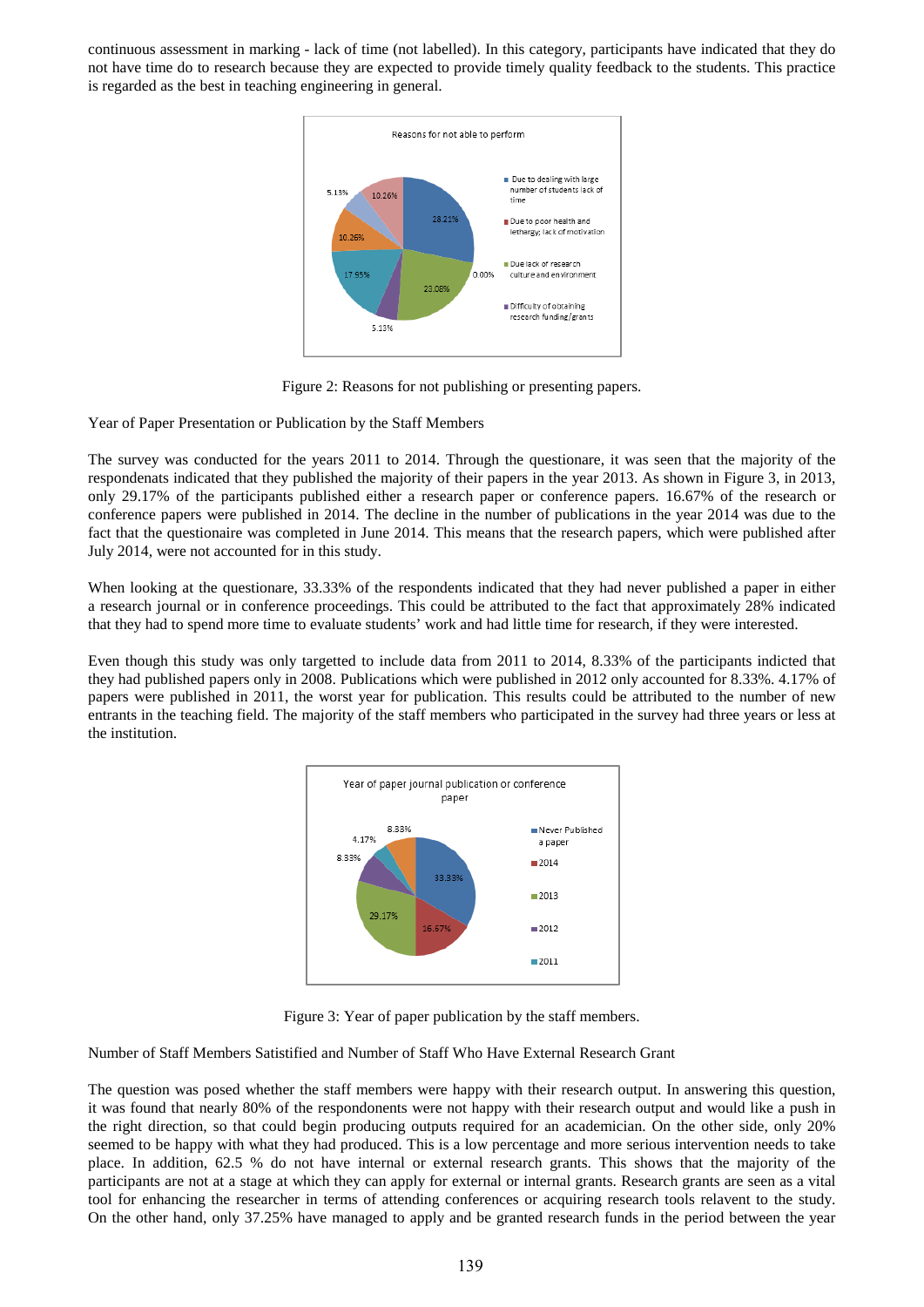continuous assessment in marking - lack of time (not labelled). In this category, participants have indicated that they do not have time do to research because they are expected to provide timely quality feedback to the students. This practice is regarded as the best in teaching engineering in general.

Figure 2: Reasons for not publishing or presenting papers.

Year of Paper Presentation or Publication by the Staff Members

The survey was conducted for the years 2011 to 2014. Through the questionare, it was seen that the majority of the respondenats indicated that they published the majority of their papers in the year 2013. As shown in Figure 3, in 2013, only 29.17% of the participants published either a research paper or conference papers. 16.67% of the research or conference papers were published in 2014. The decline in the number of publications in the year 2014 was due to the fact that the questionaire was completed in June 2014. This means that the research papers, which were published after July 2014, were not accounted for in this study.

When looking at the questionare, 33.33% of the respondents indicated that they had never published a paper in either a research journal or in conference proceedings. This could be attributed to the fact that approximately 28% indicated that they had to spend more time to evaluate students' work and had little time for research, if they were interested.

Even though this study was only targetted to include data from 2011 to 2014, 8.33% of the participants indicted that they had published papers only in 2008. Publications which were published in 2012 only accounted for 8.33%. 4.17% of papers were published in 2011, the worst year for publication. This results could be attributed to the number of new entrants in the teaching field. The majority of the staff members who participated in the survey had three years or less at the institution.

Figure 3: Year of paper publication by the staff members.

Number of Staff Members Satistified and Number of Staff Who Have External Research Grant

The question was posed whether the staff members were happy with their research output. In answering this question, it was found that nearly 80% of the respondonents were not happy with their research output and would like a push in the right direction, so that could begin producing outputs required for an academician. On the other side, only 20% seemed to be happy with what they had produced. This is a low percentage and more serious intervention needs to take place. In addition, 62.5 % do not have internal or external research grants. This shows that the majority of the participants are not at a stage at which they can apply for external or internal grants. Research grants are seen as a vital tool for enhancing the researcher in terms of attending conferences or acquiring research tools relavent to the study. On the other hand, only 37.25% have managed to apply and be granted research funds in the period between the year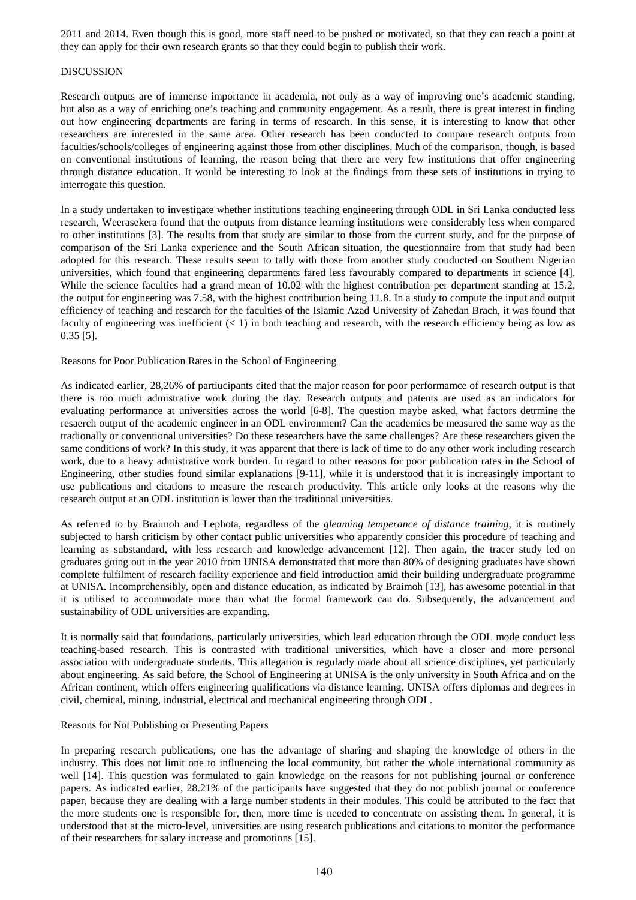2011 and 2014. Even though this is good, more staff need to be pushed or motivated, so that they can reach a point at they can apply for their own research grants so that they could begin to publish their work.

## DISCUSSION

Research outputs are of immense importance in academia, not only as a way of improving one's academic standing, but also as a way of enriching one's teaching and community engagement. As a result, there is great interest in finding out how engineering departments are faring in terms of research. In this sense, it is interesting to know that other researchers are interested in the same area. Other research has been conducted to compare research outputs from faculties/schools/colleges of engineering against those from other disciplines. Much of the comparison, though, is based on conventional institutions of learning, the reason being that there are very few institutions that offer engineering through distance education. It would be interesting to look at the findings from these sets of institutions in trying to interrogate this question.

In a study undertaken to investigate whether institutions teaching engineering through ODL in Sri Lanka conducted less research, Weerasekera found that the outputs from distance learning institutions were considerably less when compared to other institutions [3]. The results from that study are similar to those from the current study, and for the purpose of comparison of the Sri Lanka experience and the South African situation, the questionnaire from that study had been adopted for this research. These results seem to tally with those from another study conducted on Southern Nigerian universities, which found that engineering departments fared less favourably compared to departments in science [4]. While the science faculties had a grand mean of 10.02 with the highest contribution per department standing at 15.2, the output for engineering was 7.58, with the highest contribution being 11.8. In a study to compute the input and output efficiency of teaching and research for the faculties of the Islamic Azad University of Zahedan Brach, it was found that faculty of engineering was inefficient (< 1) in both teaching and research, with the research efficiency being as low as 0.35 [5].

### Reasons for Poor Publication Rates in the School of Engineering

As indicated earlier, 28,26% of partiucipants cited that the major reason for poor performamce of research output is that there is too much admistrative work during the day. Research outputs and patents are used as an indicators for evaluating performance at universities across the world [6-8]. The question maybe asked, what factors detrmine the resaerch output of the academic engineer in an ODL environment? Can the academics be measured the same way as the tradionally or conventional universities? Do these researchers have the same challenges? Are these researchers given the same conditions of work? In this study, it was apparent that there is lack of time to do any other work including research work, due to a heavy admistrative work burden. In regard to other reasons for poor publication rates in the School of Engineering, other studies found similar explanations [9-11], while it is understood that it is increasingly important to use publications and citations to measure the research productivity. This article only looks at the reasons why the research output at an ODL institution is lower than the traditional universities.

As referred to by Braimoh and Lephota, regardless of the *gleaming temperance of distance training*, it is routinely subjected to harsh criticism by other contact public universities who apparently consider this procedure of teaching and learning as substandard, with less research and knowledge advancement [12]. Then again, the tracer study led on graduates going out in the year 2010 from UNISA demonstrated that more than 80% of designing graduates have shown complete fulfilment of research facility experience and field introduction amid their building undergraduate programme at UNISA. Incomprehensibly, open and distance education, as indicated by Braimoh [13], has awesome potential in that it is utilised to accommodate more than what the formal framework can do. Subsequently, the advancement and sustainability of ODL universities are expanding.

It is normally said that foundations, particularly universities, which lead education through the ODL mode conduct less teaching-based research. This is contrasted with traditional universities, which have a closer and more personal association with undergraduate students. This allegation is regularly made about all science disciplines, yet particularly about engineering. As said before, the School of Engineering at UNISA is the only university in South Africa and on the African continent, which offers engineering qualifications via distance learning. UNISA offers diplomas and degrees in civil, chemical, mining, industrial, electrical and mechanical engineering through ODL.

### Reasons for Not Publishing or Presenting Papers

In preparing research publications, one has the advantage of sharing and shaping the knowledge of others in the industry. This does not limit one to influencing the local community, but rather the whole international community as well [14]. This question was formulated to gain knowledge on the reasons for not publishing journal or conference papers. As indicated earlier, 28.21% of the participants have suggested that they do not publish journal or conference paper, because they are dealing with a large number students in their modules. This could be attributed to the fact that the more students one is responsible for, then, more time is needed to concentrate on assisting them. In general, it is understood that at the micro-level, universities are using research publications and citations to monitor the performance of their researchers for salary increase and promotions [15].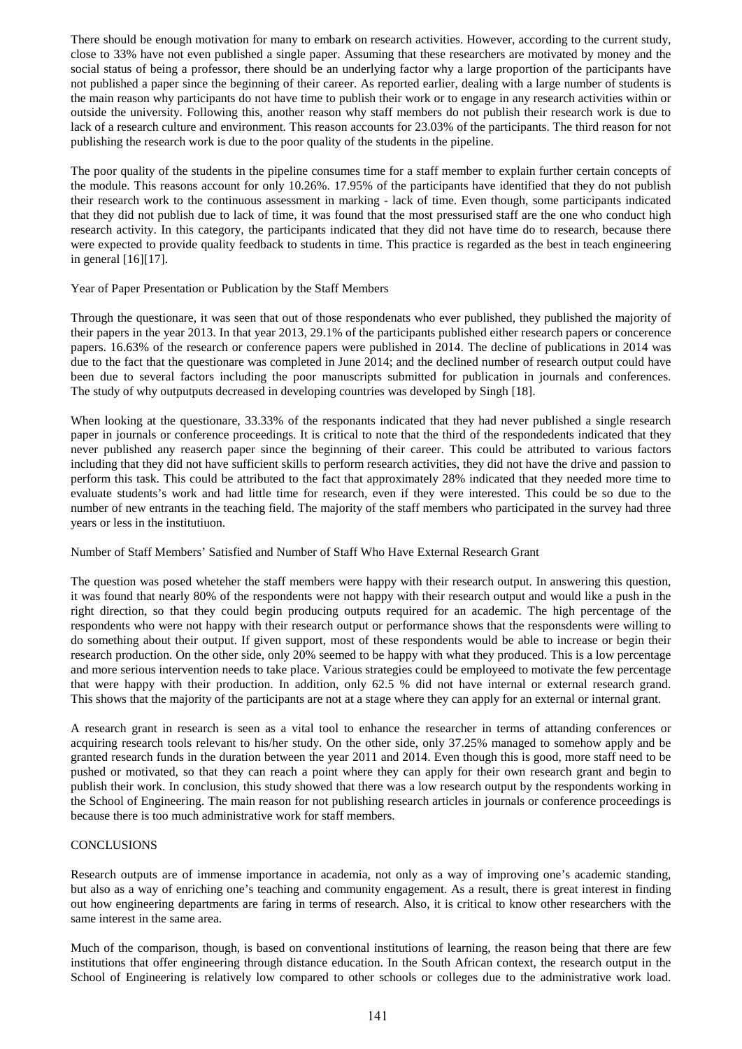There should be enough motivation for many to embark on research activities. However, according to the current study, close to 33% have not even published a single paper. Assuming that these researchers are motivated by money and the social status of being a professor, there should be an underlying factor why a large proportion of the participants have not published a paper since the beginning of their career. As reported earlier, dealing with a large number of students is the main reason why participants do not have time to publish their work or to engage in any research activities within or outside the university. Following this, another reason why staff members do not publish their research work is due to lack of a research culture and environment. This reason accounts for 23.03% of the participants. The third reason for not publishing the research work is due to the poor quality of the students in the pipeline.

The poor quality of the students in the pipeline consumes time for a staff member to explain further certain concepts of the module. This reasons account for only 10.26%. 17.95% of the participants have identified that they do not publish their research work to the continuous assessment in marking - lack of time. Even though, some participants indicated that they did not publish due to lack of time, it was found that the most pressurised staff are the one who conduct high research activity. In this category, the participants indicated that they did not have time do to research, because there were expected to provide quality feedback to students in time. This practice is regarded as the best in teach engineering in general [16][17].

## Year of Paper Presentation or Publication by the Staff Members

Through the questionare, it was seen that out of those respondenats who ever published, they published the majority of their papers in the year 2013. In that year 2013, 29.1% of the participants published either research papers or concerence papers. 16.63% of the research or conference papers were published in 2014. The decline of publications in 2014 was due to the fact that the questionare was completed in June 2014; and the declined number of research output could have been due to several factors including the poor manuscripts submitted for publication in journals and conferences. The study of why outputputs decreased in developing countries was developed by Singh [18].

When looking at the questionare, 33.33% of the responants indicated that they had never published a single research paper in journals or conference proceedings. It is critical to note that the third of the respondedents indicated that they never published any reaserch paper since the beginning of their career. This could be attributed to various factors including that they did not have sufficient skills to perform research activities, they did not have the drive and passion to perform this task. This could be attributed to the fact that approximately 28% indicated that they needed more time to evaluate students's work and had little time for research, even if they were interested. This could be so due to the number of new entrants in the teaching field. The majority of the staff members who participated in the survey had three years or less in the institutiuon.

## Number of Staff Members' Satisfied and Number of Staff Who Have External Research Grant

The question was posed wheteher the staff members were happy with their research output. In answering this question, it was found that nearly 80% of the respondents were not happy with their research output and would like a push in the right direction, so that they could begin producing outputs required for an academic. The high percentage of the respondents who were not happy with their research output or performance shows that the responsdents were willing to do something about their output. If given support, most of these respondents would be able to increase or begin their research production. On the other side, only 20% seemed to be happy with what they produced. This is a low percentage and more serious intervention needs to take place. Various strategies could be employeed to motivate the few percentage that were happy with their production. In addition, only 62.5 % did not have internal or external research grand. This shows that the majority of the participants are not at a stage where they can apply for an external or internal grant.

A research grant in research is seen as a vital tool to enhance the researcher in terms of attanding conferences or acquiring research tools relevant to his/her study. On the other side, only 37.25% managed to somehow apply and be granted research funds in the duration between the year 2011 and 2014. Even though this is good, more staff need to be pushed or motivated, so that they can reach a point where they can apply for their own research grant and begin to publish their work. In conclusion, this study showed that there was a low research output by the respondents working in the School of Engineering. The main reason for not publishing research articles in journals or conference proceedings is because there is too much administrative work for staff members.

# CONCLUSIONS

Research outputs are of immense importance in academia, not only as a way of improving one's academic standing, but also as a way of enriching one's teaching and community engagement. As a result, there is great interest in finding out how engineering departments are faring in terms of research. Also, it is critical to know other researchers with the same interest in the same area.

Much of the comparison, though, is based on conventional institutions of learning, the reason being that there are few institutions that offer engineering through distance education. In the South African context, the research output in the School of Engineering is relatively low compared to other schools or colleges due to the administrative work load.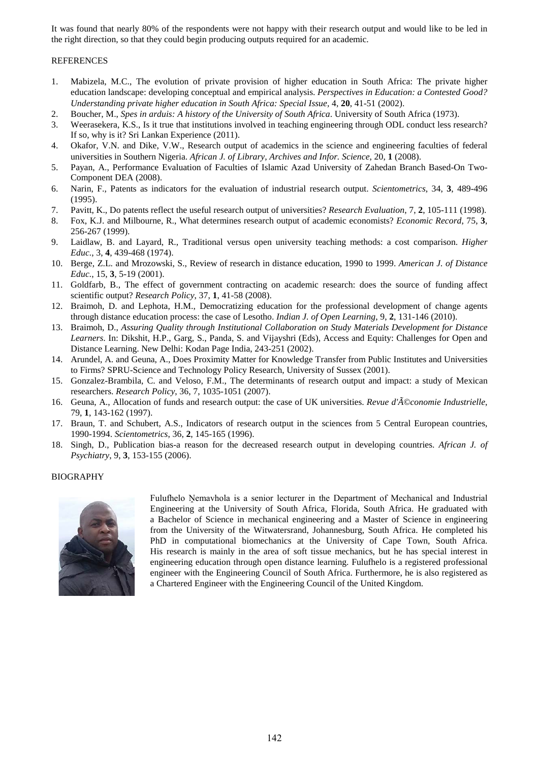It was found that nearly 80% of the respondents were not happy with their research output and would like to be led in the right direction, so that they could begin producing outputs required for an academic.

## REFERENCES

1. Mabizela, M.C., The evolution of private provision of higher education in South Africa: The private higher education landscape: developing conceptual and empirical analysis. *Perspectives in Education: a Contested Good? Understanding private higher education in South Africa: Special Issue*, 4, **20**, 41-51 (2002).
2. Boucher, M., *Spes in arduis: A history of the University of South Africa*. University of South Africa (1973).
3. Weerasekera, K.S., Is it true that institutions involved in teaching engineering through ODL conduct less research? If so, why is it? Sri Lankan Experience (2011).
4. Okafor, V.N. and Dike, V.W., Research output of academics in the science and engineering faculties of federal universities in Southern Nigeria. *African J. of Library, Archives and Infor. Science*, 20, **1** (2008).
5. Payan, A., Performance Evaluation of Faculties of Islamic Azad University of Zahedan Branch Based-On Two-Component DEA (2008).
6. Narin, F., Patents as indicators for the evaluation of industrial research output. *Scientometrics*, 34, **3**, 489-496 (1995).
7. Pavitt, K., Do patents reflect the useful research output of universities? *Research Evaluation*, 7, **2**, 105-111 (1998).
8. Fox, K.J. and Milbourne, R., What determines research output of academic economists? *Economic Record*, 75, **3**, 256-267 (1999).
9. Laidlaw, B. and Layard, R., Traditional versus open university teaching methods: a cost comparison. *Higher Educ.*, 3, **4**, 439-468 (1974).
10. Berge, Z.L. and Mrozowski, S., Review of research in distance education, 1990 to 1999. *American J. of Distance Educ.*, 15, **3**, 5-19 (2001).
11. Goldfarb, B., The effect of government contracting on academic research: does the source of funding affect scientific output? *Research Policy*, 37, **1**, 41-58 (2008).
12. Braimoh, D. and Lephota, H.M., Democratizing education for the professional development of change agents through distance education process: the case of Lesotho. *Indian J. of Open Learning*, 9, **2**, 131-146 (2010).
13. Braimoh, D., *Assuring Quality through Institutional Collaboration on Study Materials Development for Distance Learners*. In: Dikshit, H.P., Garg, S., Panda, S. and Vijayshri (Eds), Access and Equity: Challenges for Open and Distance Learning. New Delhi: Kodan Page India, 243-251 (2002).
14. Arundel, A. and Geuna, A., Does Proximity Matter for Knowledge Transfer from Public Institutes and Universities to Firms? SPRU-Science and Technology Policy Research, University of Sussex (2001).
15. Gonzalez-Brambila, C. and Veloso, F.M., The determinants of research output and impact: a study of Mexican researchers. *Research Policy*, 36, 7, 1035-1051 (2007).
16. Geuna, A., Allocation of funds and research output: the case of UK universities. *Revue d'Ã©conomie Industrielle*, 79, **1**, 143-162 (1997).
17. Braun, T. and Schubert, A.S., Indicators of research output in the sciences from 5 Central European countries, 1990-1994. *Scientometrics*, 36, **2**, 145-165 (1996).
18. Singh, D., Publication bias-a reason for the decreased research output in developing countries. *African J. of Psychiatry*, 9, **3**, 153-155 (2006).

## BIOGRAPHY

Fulufhelo Ṇemavhola is a senior lecturer in the Department of Mechanical and Industrial Engineering at the University of South Africa, Florida, South Africa. He graduated with a Bachelor of Science in mechanical engineering and a Master of Science in engineering from the University of the Witwatersrand, Johannesburg, South Africa. He completed his PhD in computational biomechanics at the University of Cape Town, South Africa. His research is mainly in the area of soft tissue mechanics, but he has special interest in engineering education through open distance learning. Fulufhelo is a registered professional engineer with the Engineering Council of South Africa. Furthermore, he is also registered as a Chartered Engineer with the Engineering Council of the United Kingdom.